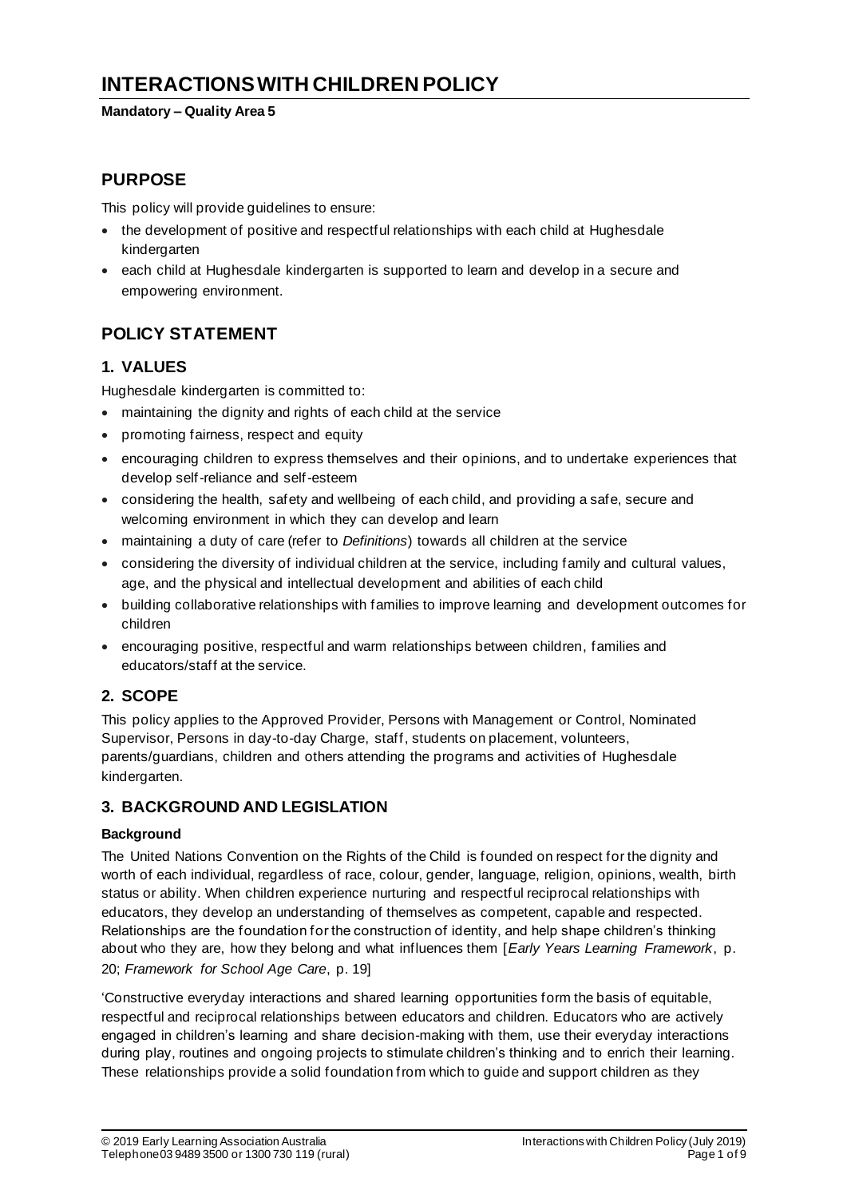# INTERACTIONS WITH CHILDREN POLICY

**Mandatory – Quality Area 5**

## PURPOSE

This policy will provide guidelines to ensure:

- the development of positive and respectful relationships with each child at Hughesdale kindergarten
- each child at Hughesdale kindergarten is supported to learn and develop in a secure and empowering environment.

## POLICY STATEMENT

### 1. VALUES

Hughesdale kindergarten is committed to:

- maintaining the dignity and rights of each child at the service
- promoting fairness, respect and equity
- encouraging children to express themselves and their opinions, and to undertake experiences that develop self-reliance and self-esteem
- considering the health, safety and wellbeing of each child, and providing a safe, secure and welcoming environment in which they can develop and learn
- maintaining a duty of care (refer to *Definitions*) towards all children at the service
- considering the diversity of individual children at the service, including family and cultural values, age, and the physical and intellectual development and abilities of each child
- building collaborative relationships with families to improve learning and development outcomes for children
- encouraging positive, respectful and warm relationships between children, families and educators/staff at the service.

### 2. SCOPE

This policy applies to the Approved Provider, Persons with Management or Control, Nominated Supervisor, Persons in day-to-day Charge, staff, students on placement, volunteers, parents/guardians, children and others attending the programs and activities of Hughesdale kindergarten.

### 3. BACKGROUND AND LEGISLATION

**Background**

The United Nations Convention on the Rights of the Child is founded on respect for the dignity and worth of each individual, regardless of race, colour, gender, language, religion, opinions, wealth, birth status or ability. When children experience nurturing and respectful reciprocal relationships with educators, they develop an understanding of themselves as competent, capable and respected. Relationships are the foundation for the construction of identity, and help shape children's thinking about who they are, how they belong and what influences them [*Early Years Learning Framework*, p. 20; *Framework for School Age Care*, p. 19]

'Constructive everyday interactions and shared learning opportunities form the basis of equitable, respectful and reciprocal relationships between educators and children. Educators who are actively engaged in children's learning and share decision-making with them, use their everyday interactions during play, routines and ongoing projects to stimulate children's thinking and to enrich their learning. These relationships provide a solid foundation from which to guide and support children as they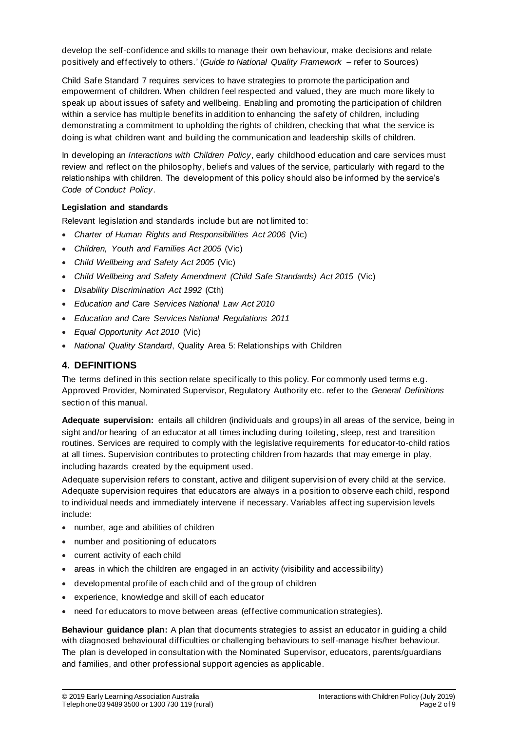develop the self-confidence and skills to manage their own behaviour, make decisions and relate positively and effectively to others.' (*Guide to National Quality Framework* – refer to Sources)

Child Safe Standard 7 requires services to have strategies to promote the participation and empowerment of children. When children feel respected and valued, they are much more likely to speak up about issues of safety and wellbeing. Enabling and promoting the participation of children within a service has multiple benefits in addition to enhancing the safety of children, including demonstrating a commitment to upholding the rights of children, checking that what the service is doing is what children want and building the communication and leadership skills of children.

In developing an *Interactions with Children Policy*, early childhood education and care services must review and reflect on the philosophy, beliefs and values of the service, particularly with regard to the relationships with children. The development of this policy should also be informed by the service's *Code of Conduct Policy*.

**Legislation and standards**

Relevant legislation and standards include but are not limited to:

- *Charter of Human Rights and Responsibilities Act 2006* (Vic)
- *Children, Youth and Families Act 2005* (Vic)
- *Child Wellbeing and Safety Act 2005* (Vic)
- *Child Wellbeing and Safety Amendment (Child Safe Standards) Act 2015* (Vic)
- *Disability Discrimination Act 1992* (Cth)
- *Education and Care Services National Law Act 2010*
- *Education and Care Services National Regulations 2011*
- *Equal Opportunity Act 2010* (Vic)
- *National Quality Standard*, Quality Area 5: Relationships with Children

## 4. DEFINITIONS

The terms defined in this section relate specifically to this policy. For commonly used terms e.g. Approved Provider, Nominated Supervisor, Regulatory Authority etc. refer to the *General Definitions* section of this manual.

**Adequate supervision:** entails all children (individuals and groups) in all areas of the service, being in sight and/or hearing of an educator at all times including during toileting, sleep, rest and transition routines. Services are required to comply with the legislative requirements for educator-to-child ratios at all times. Supervision contributes to protecting children from hazards that may emerge in play, including hazards created by the equipment used.

Adequate supervision refers to constant, active and diligent supervision of every child at the service. Adequate supervision requires that educators are always in a position to observe each child, respond to individual needs and immediately intervene if necessary. Variables affecting supervision levels include:

- number, age and abilities of children
- number and positioning of educators
- current activity of each child
- areas in which the children are engaged in an activity (visibility and accessibility)
- developmental profile of each child and of the group of children
- experience, knowledge and skill of each educator
- need for educators to move between areas (effective communication strategies).

**Behaviour guidance plan:** A plan that documents strategies to assist an educator in guiding a child with diagnosed behavioural difficulties or challenging behaviours to self-manage his/her behaviour. The plan is developed in consultation with the Nominated Supervisor, educators, parents/guardians and families, and other professional support agencies as applicable.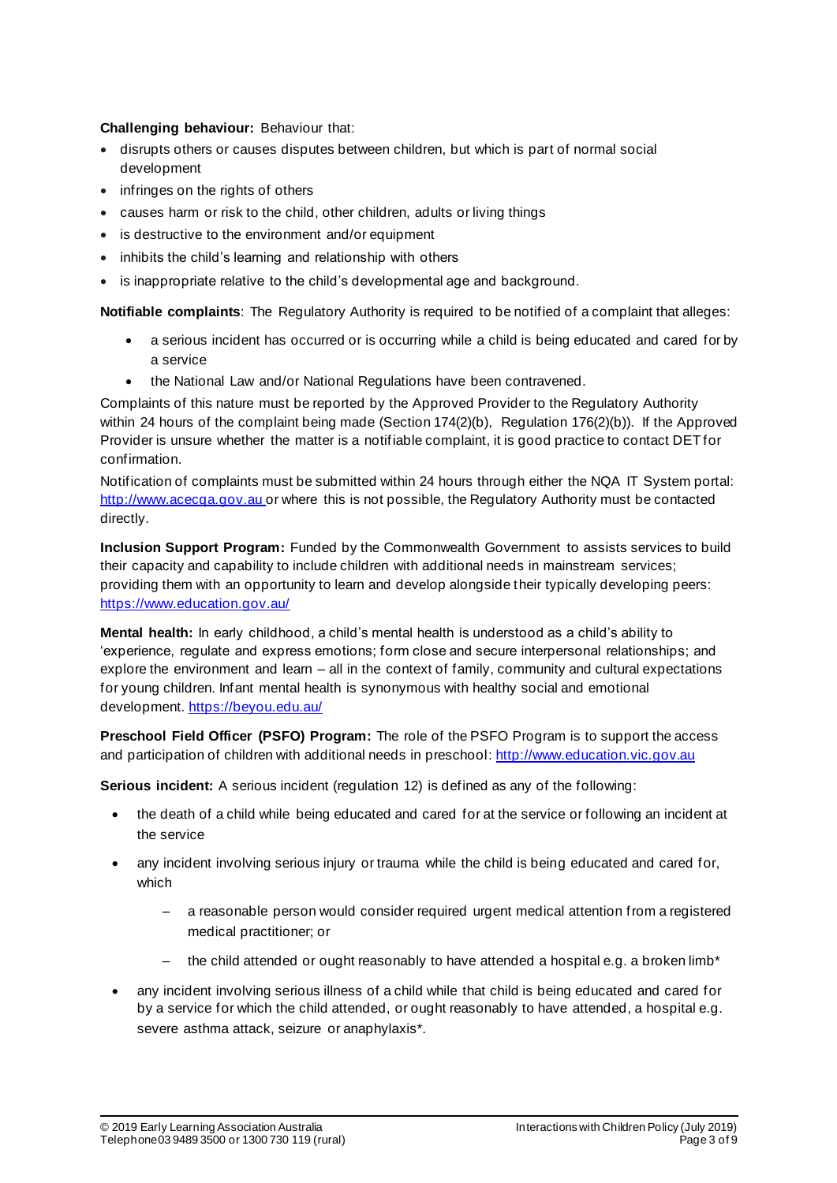**Challenging behaviour:** Behaviour that:

- disrupts others or causes disputes between children, but which is part of normal social development
- infringes on the rights of others
- causes harm or risk to the child, other children, adults or living things
- is destructive to the environment and/or equipment
- inhibits the child's learning and relationship with others
- is inappropriate relative to the child's developmental age and background.

**Notifiable complaints**: The Regulatory Authority is required to be notified of a complaint that alleges:

- a serious incident has occurred or is occurring while a child is being educated and cared for by a service
- the National Law and/or National Regulations have been contravened.

Complaints of this nature must be reported by the Approved Provider to the Regulatory Authority within 24 hours of the complaint being made (Section 174(2)(b), Regulation 176(2)(b)). If the Approved Provider is unsure whether the matter is a notifiable complaint, it is good practice to contact DET for confirmation.

Notification of complaints must be submitted within 24 hours through either the NQA IT System portal: http://www.acecqa.gov.au or where this is not possible, the Regulatory Authority must be contacted directly.

**Inclusion Support Program:** Funded by the Commonwealth Government to assists services to build their capacity and capability to include children with additional needs in mainstream services; providing them with an opportunity to learn and develop alongside their typically developing peers: https://www.education.gov.au/

**Mental health:** In early childhood, a child's mental health is understood as a child's ability to 'experience, regulate and express emotions; form close and secure interpersonal relationships; and explore the environment and learn – all in the context of family, community and cultural expectations for young children. Infant mental health is synonymous with healthy social and emotional development. https://beyou.edu.au/

**Preschool Field Officer (PSFO) Program:** The role of the PSFO Program is to support the access and participation of children with additional needs in preschool: http://www.education.vic.gov.au

**Serious incident:** A serious incident (regulation 12) is defined as any of the following:

- the death of a child while being educated and cared for at the service or following an incident at the service
- any incident involving serious injury or trauma while the child is being educated and cared for, which
  - a reasonable person would consider required urgent medical attention from a registered medical practitioner; or
  - the child attended or ought reasonably to have attended a hospital e.g. a broken limb*
- any incident involving serious illness of a child while that child is being educated and cared for by a service for which the child attended, or ought reasonably to have attended, a hospital e.g. severe asthma attack, seizure or anaphylaxis*.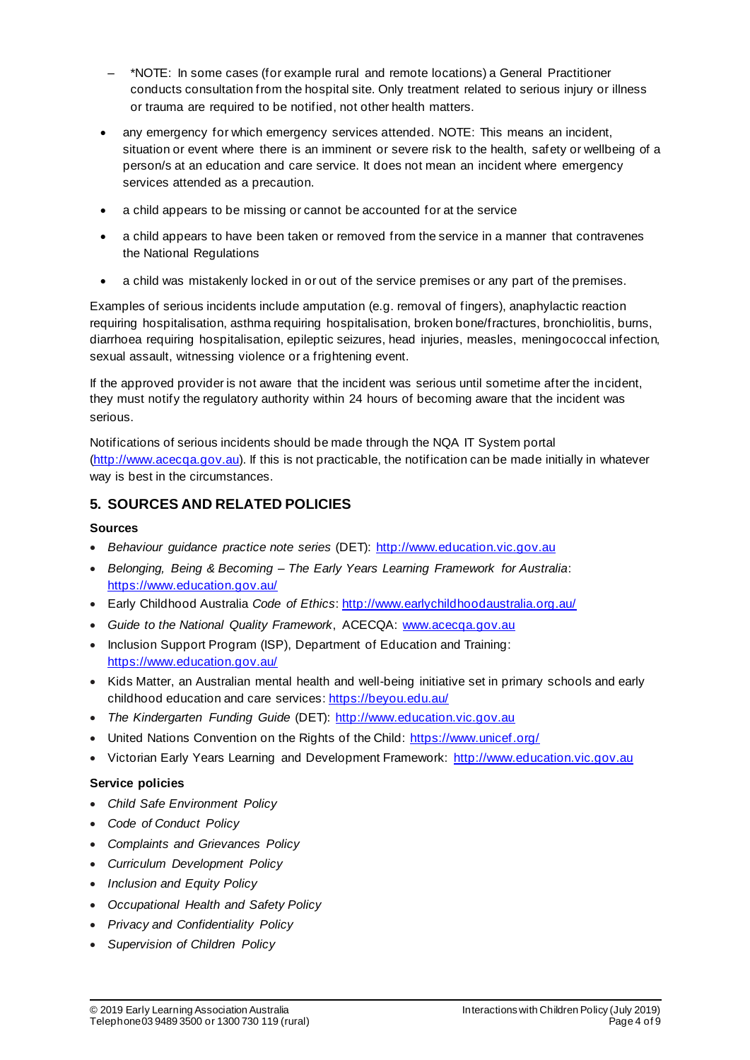- *NOTE: In some cases (for example rural and remote locations) a General Practitioner conducts consultation from the hospital site. Only treatment related to serious injury or illness or trauma are required to be notified, not other health matters.

- any emergency for which emergency services attended. NOTE: This means an incident, situation or event where there is an imminent or severe risk to the health, safety or wellbeing of a person/s at an education and care service. It does not mean an incident where emergency services attended as a precaution.
- a child appears to be missing or cannot be accounted for at the service
- a child appears to have been taken or removed from the service in a manner that contravenes the National Regulations
- a child was mistakenly locked in or out of the service premises or any part of the premises.

Examples of serious incidents include amputation (e.g. removal of fingers), anaphylactic reaction requiring hospitalisation, asthma requiring hospitalisation, broken bone/fractures, bronchiolitis, burns, diarrhoea requiring hospitalisation, epileptic seizures, head injuries, measles, meningococcal infection, sexual assault, witnessing violence or a frightening event.

If the approved provider is not aware that the incident was serious until sometime after the incident, they must notify the regulatory authority within 24 hours of becoming aware that the incident was serious.

Notifications of serious incidents should be made through the NQA IT System portal (http://www.acecqa.gov.au). If this is not practicable, the notification can be made initially in whatever way is best in the circumstances.

## 5. SOURCES AND RELATED POLICIES

### Sources

- *Behaviour guidance practice note series* (DET): http://www.education.vic.gov.au
- *Belonging, Being & Becoming – The Early Years Learning Framework for Australia*: https://www.education.gov.au/
- Early Childhood Australia *Code of Ethics*: http://www.earlychildhoodaustralia.org.au/
- *Guide to the National Quality Framework*, ACECQA: www.acecqa.gov.au
- Inclusion Support Program (ISP), Department of Education and Training: https://www.education.gov.au/
- Kids Matter, an Australian mental health and well-being initiative set in primary schools and early childhood education and care services: https://beyou.edu.au/
- *The Kindergarten Funding Guide* (DET): http://www.education.vic.gov.au
- United Nations Convention on the Rights of the Child: https://www.unicef.org/
- Victorian Early Years Learning and Development Framework: http://www.education.vic.gov.au

### Service policies

- *Child Safe Environment Policy*
- *Code of Conduct Policy*
- *Complaints and Grievances Policy*
- *Curriculum Development Policy*
- *Inclusion and Equity Policy*
- *Occupational Health and Safety Policy*
- *Privacy and Confidentiality Policy*
- *Supervision of Children Policy*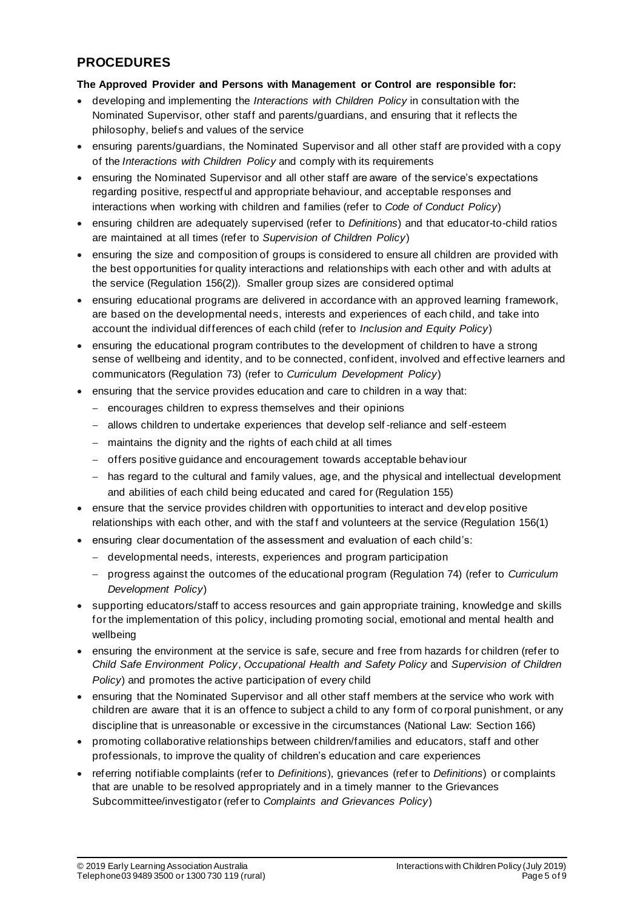## PROCEDURES

**The Approved Provider and Persons with Management or Control are responsible for:**

- developing and implementing the *Interactions with Children Policy* in consultation with the Nominated Supervisor, other staff and parents/guardians, and ensuring that it reflects the philosophy, beliefs and values of the service
- ensuring parents/guardians, the Nominated Supervisor and all other staff are provided with a copy of the *Interactions with Children Policy* and comply with its requirements
- ensuring the Nominated Supervisor and all other staff are aware of the service's expectations regarding positive, respectful and appropriate behaviour, and acceptable responses and interactions when working with children and families (refer to *Code of Conduct Policy*)
- ensuring children are adequately supervised (refer to *Definitions*) and that educator-to-child ratios are maintained at all times (refer to *Supervision of Children Policy*)
- ensuring the size and composition of groups is considered to ensure all children are provided with the best opportunities for quality interactions and relationships with each other and with adults at the service (Regulation 156(2)). Smaller group sizes are considered optimal
- ensuring educational programs are delivered in accordance with an approved learning framework, are based on the developmental needs, interests and experiences of each child, and take into account the individual differences of each child (refer to *Inclusion and Equity Policy*)
- ensuring the educational program contributes to the development of children to have a strong sense of wellbeing and identity, and to be connected, confident, involved and effective learners and communicators (Regulation 73) (refer to *Curriculum Development Policy*)
- ensuring that the service provides education and care to children in a way that:
  - encourages children to express themselves and their opinions
  - allows children to undertake experiences that develop self-reliance and self-esteem
  - maintains the dignity and the rights of each child at all times
  - offers positive guidance and encouragement towards acceptable behaviour
  - has regard to the cultural and family values, age, and the physical and intellectual development and abilities of each child being educated and cared for (Regulation 155)
- ensure that the service provides children with opportunities to interact and develop positive relationships with each other, and with the staff and volunteers at the service (Regulation 156(1)
- ensuring clear documentation of the assessment and evaluation of each child's:
  - developmental needs, interests, experiences and program participation
  - progress against the outcomes of the educational program (Regulation 74) (refer to *Curriculum Development Policy*)
- supporting educators/staff to access resources and gain appropriate training, knowledge and skills for the implementation of this policy, including promoting social, emotional and mental health and wellbeing
- ensuring the environment at the service is safe, secure and free from hazards for children (refer to *Child Safe Environment Policy*, *Occupational Health and Safety Policy* and *Supervision of Children Policy*) and promotes the active participation of every child
- ensuring that the Nominated Supervisor and all other staff members at the service who work with children are aware that it is an offence to subject a child to any form of corporal punishment, or any discipline that is unreasonable or excessive in the circumstances (National Law: Section 166)
- promoting collaborative relationships between children/families and educators, staff and other professionals, to improve the quality of children's education and care experiences
- referring notifiable complaints (refer to *Definitions*), grievances (refer to *Definitions*) or complaints that are unable to be resolved appropriately and in a timely manner to the Grievances Subcommittee/investigator (refer to *Complaints and Grievances Policy*)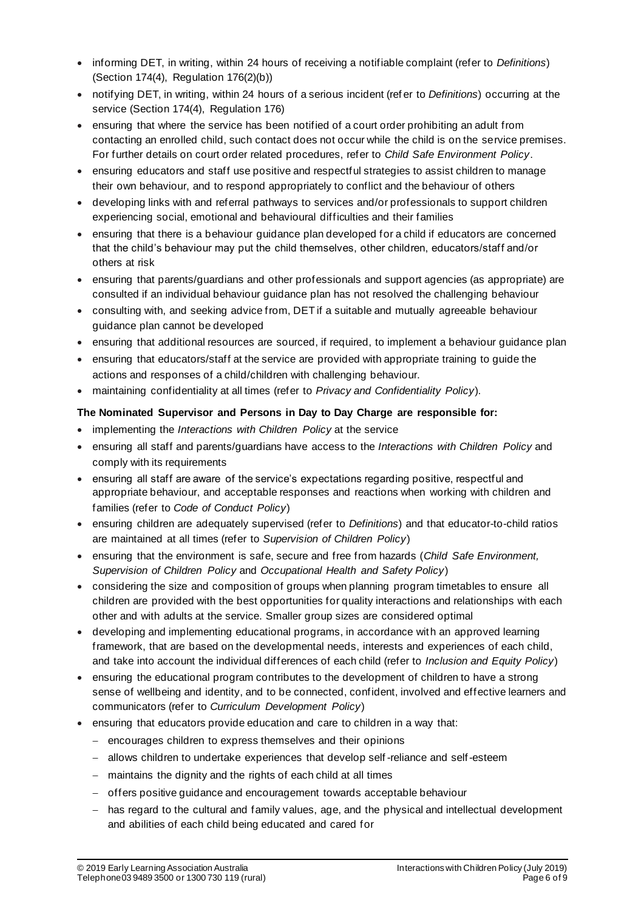- informing DET, in writing, within 24 hours of receiving a notifiable complaint (refer to *Definitions*) (Section 174(4), Regulation 176(2)(b))
- notifying DET, in writing, within 24 hours of a serious incident (refer to *Definitions*) occurring at the service (Section 174(4), Regulation 176)
- ensuring that where the service has been notified of a court order prohibiting an adult from contacting an enrolled child, such contact does not occur while the child is on the service premises. For further details on court order related procedures, refer to *Child Safe Environment Policy*.
- ensuring educators and staff use positive and respectful strategies to assist children to manage their own behaviour, and to respond appropriately to conflict and the behaviour of others
- developing links with and referral pathways to services and/or professionals to support children experiencing social, emotional and behavioural difficulties and their families
- ensuring that there is a behaviour guidance plan developed for a child if educators are concerned that the child's behaviour may put the child themselves, other children, educators/staff and/or others at risk
- ensuring that parents/guardians and other professionals and support agencies (as appropriate) are consulted if an individual behaviour guidance plan has not resolved the challenging behaviour
- consulting with, and seeking advice from, DET if a suitable and mutually agreeable behaviour guidance plan cannot be developed
- ensuring that additional resources are sourced, if required, to implement a behaviour guidance plan
- ensuring that educators/staff at the service are provided with appropriate training to guide the actions and responses of a child/children with challenging behaviour.
- maintaining confidentiality at all times (refer to *Privacy and Confidentiality Policy*).

**The Nominated Supervisor and Persons in Day to Day Charge are responsible for:**

- implementing the *Interactions with Children Policy* at the service
- ensuring all staff and parents/guardians have access to the *Interactions with Children Policy* and comply with its requirements
- ensuring all staff are aware of the service's expectations regarding positive, respectful and appropriate behaviour, and acceptable responses and reactions when working with children and families (refer to *Code of Conduct Policy*)
- ensuring children are adequately supervised (refer to *Definitions*) and that educator-to-child ratios are maintained at all times (refer to *Supervision of Children Policy*)
- ensuring that the environment is safe, secure and free from hazards (*Child Safe Environment, Supervision of Children Policy* and *Occupational Health and Safety Policy*)
- considering the size and composition of groups when planning program timetables to ensure all children are provided with the best opportunities for quality interactions and relationships with each other and with adults at the service. Smaller group sizes are considered optimal
- developing and implementing educational programs, in accordance with an approved learning framework, that are based on the developmental needs, interests and experiences of each child, and take into account the individual differences of each child (refer to *Inclusion and Equity Policy*)
- ensuring the educational program contributes to the development of children to have a strong sense of wellbeing and identity, and to be connected, confident, involved and effective learners and communicators (refer to *Curriculum Development Policy*)
- ensuring that educators provide education and care to children in a way that:
  - encourages children to express themselves and their opinions
  - allows children to undertake experiences that develop self-reliance and self-esteem
  - maintains the dignity and the rights of each child at all times
  - offers positive guidance and encouragement towards acceptable behaviour
  - has regard to the cultural and family values, age, and the physical and intellectual development and abilities of each child being educated and cared for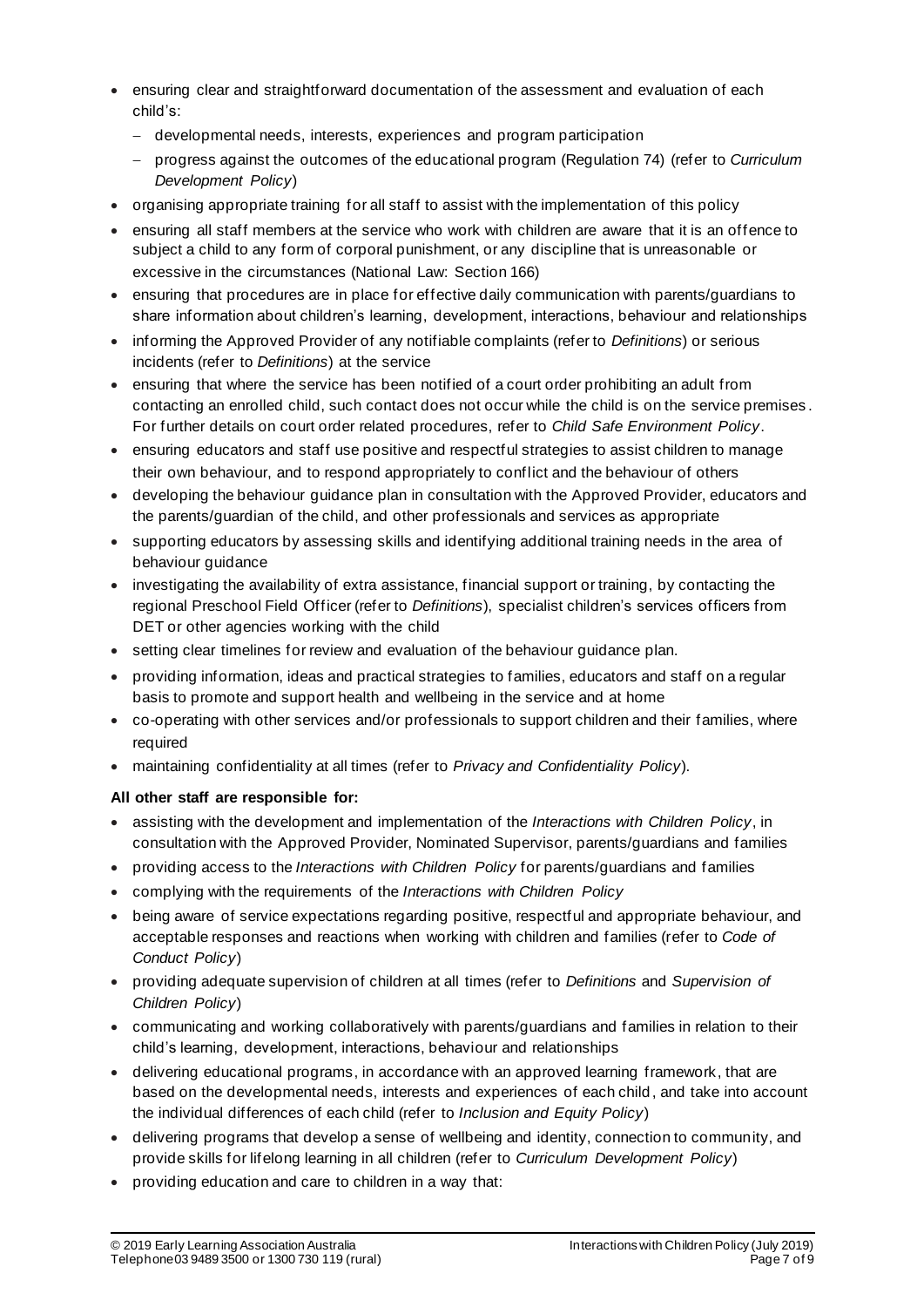- ensuring clear and straightforward documentation of the assessment and evaluation of each child's:
  - developmental needs, interests, experiences and program participation
  - progress against the outcomes of the educational program (Regulation 74) (refer to *Curriculum Development Policy*)
- organising appropriate training for all staff to assist with the implementation of this policy
- ensuring all staff members at the service who work with children are aware that it is an offence to subject a child to any form of corporal punishment, or any discipline that is unreasonable or excessive in the circumstances (National Law: Section 166)
- ensuring that procedures are in place for effective daily communication with parents/guardians to share information about children's learning, development, interactions, behaviour and relationships
- informing the Approved Provider of any notifiable complaints (refer to *Definitions*) or serious incidents (refer to *Definitions*) at the service
- ensuring that where the service has been notified of a court order prohibiting an adult from contacting an enrolled child, such contact does not occur while the child is on the service premises. For further details on court order related procedures, refer to *Child Safe Environment Policy*.
- ensuring educators and staff use positive and respectful strategies to assist children to manage their own behaviour, and to respond appropriately to conflict and the behaviour of others
- developing the behaviour guidance plan in consultation with the Approved Provider, educators and the parents/guardian of the child, and other professionals and services as appropriate
- supporting educators by assessing skills and identifying additional training needs in the area of behaviour guidance
- investigating the availability of extra assistance, financial support or training, by contacting the regional Preschool Field Officer (refer to *Definitions*), specialist children's services officers from DET or other agencies working with the child
- setting clear timelines for review and evaluation of the behaviour guidance plan.
- providing information, ideas and practical strategies to families, educators and staff on a regular basis to promote and support health and wellbeing in the service and at home
- co-operating with other services and/or professionals to support children and their families, where required
- maintaining confidentiality at all times (refer to *Privacy and Confidentiality Policy*).

**All other staff are responsible for:**

- assisting with the development and implementation of the *Interactions with Children Policy*, in consultation with the Approved Provider, Nominated Supervisor, parents/guardians and families
- providing access to the *Interactions with Children Policy* for parents/guardians and families
- complying with the requirements of the *Interactions with Children Policy*
- being aware of service expectations regarding positive, respectful and appropriate behaviour, and acceptable responses and reactions when working with children and families (refer to *Code of Conduct Policy*)
- providing adequate supervision of children at all times (refer to *Definitions* and *Supervision of Children Policy*)
- communicating and working collaboratively with parents/guardians and families in relation to their child's learning, development, interactions, behaviour and relationships
- delivering educational programs, in accordance with an approved learning framework, that are based on the developmental needs, interests and experiences of each child, and take into account the individual differences of each child (refer to *Inclusion and Equity Policy*)
- delivering programs that develop a sense of wellbeing and identity, connection to community, and provide skills for lifelong learning in all children (refer to *Curriculum Development Policy*)
- providing education and care to children in a way that: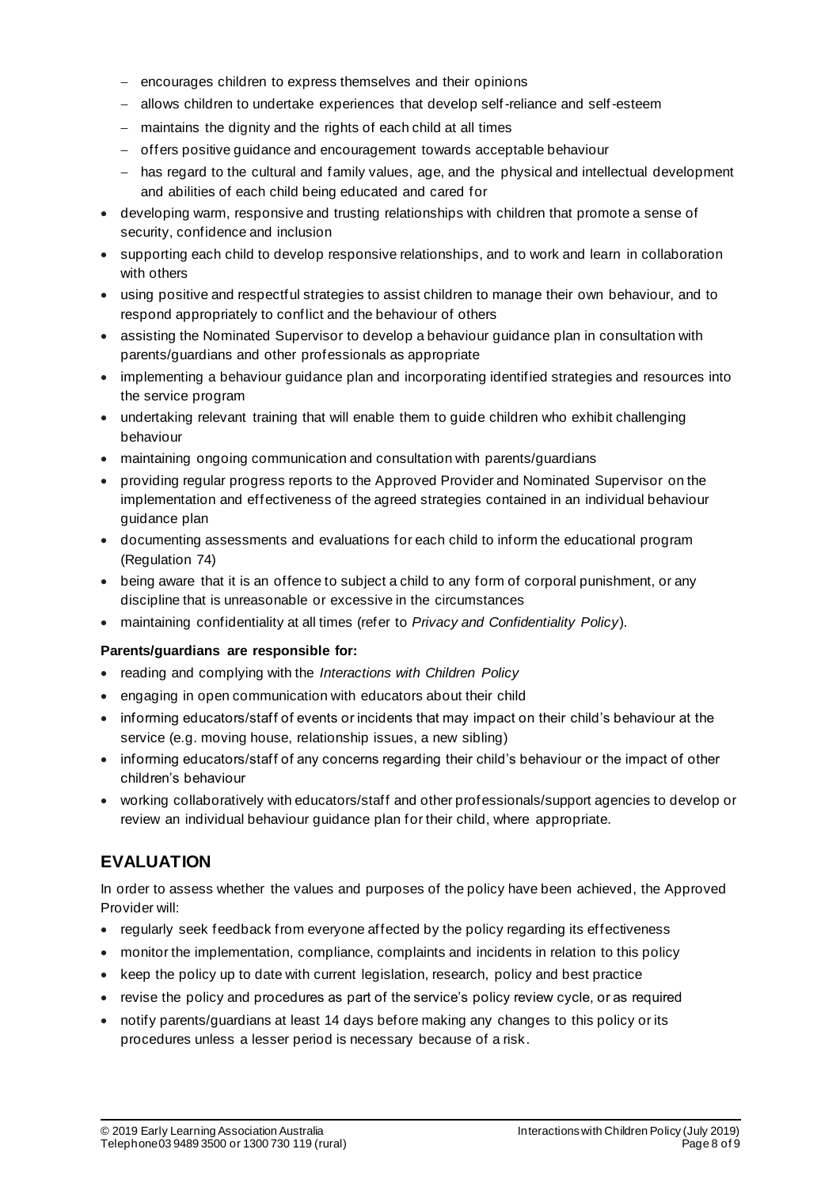- encourages children to express themselves and their opinions
  - allows children to undertake experiences that develop self-reliance and self-esteem
  - maintains the dignity and the rights of each child at all times
  - offers positive guidance and encouragement towards acceptable behaviour
  - has regard to the cultural and family values, age, and the physical and intellectual development and abilities of each child being educated and cared for
- developing warm, responsive and trusting relationships with children that promote a sense of security, confidence and inclusion
- supporting each child to develop responsive relationships, and to work and learn in collaboration with others
- using positive and respectful strategies to assist children to manage their own behaviour, and to respond appropriately to conflict and the behaviour of others
- assisting the Nominated Supervisor to develop a behaviour guidance plan in consultation with parents/guardians and other professionals as appropriate
- implementing a behaviour guidance plan and incorporating identified strategies and resources into the service program
- undertaking relevant training that will enable them to guide children who exhibit challenging behaviour
- maintaining ongoing communication and consultation with parents/guardians
- providing regular progress reports to the Approved Provider and Nominated Supervisor on the implementation and effectiveness of the agreed strategies contained in an individual behaviour guidance plan
- documenting assessments and evaluations for each child to inform the educational program (Regulation 74)
- being aware that it is an offence to subject a child to any form of corporal punishment, or any discipline that is unreasonable or excessive in the circumstances
- maintaining confidentiality at all times (refer to *Privacy and Confidentiality Policy*).

**Parents/guardians are responsible for:**

- reading and complying with the *Interactions with Children Policy*
- engaging in open communication with educators about their child
- informing educators/staff of events or incidents that may impact on their child's behaviour at the service (e.g. moving house, relationship issues, a new sibling)
- informing educators/staff of any concerns regarding their child's behaviour or the impact of other children's behaviour
- working collaboratively with educators/staff and other professionals/support agencies to develop or review an individual behaviour guidance plan for their child, where appropriate.

## EVALUATION

In order to assess whether the values and purposes of the policy have been achieved, the Approved Provider will:

- regularly seek feedback from everyone affected by the policy regarding its effectiveness
- monitor the implementation, compliance, complaints and incidents in relation to this policy
- keep the policy up to date with current legislation, research, policy and best practice
- revise the policy and procedures as part of the service's policy review cycle, or as required
- notify parents/guardians at least 14 days before making any changes to this policy or its procedures unless a lesser period is necessary because of a risk.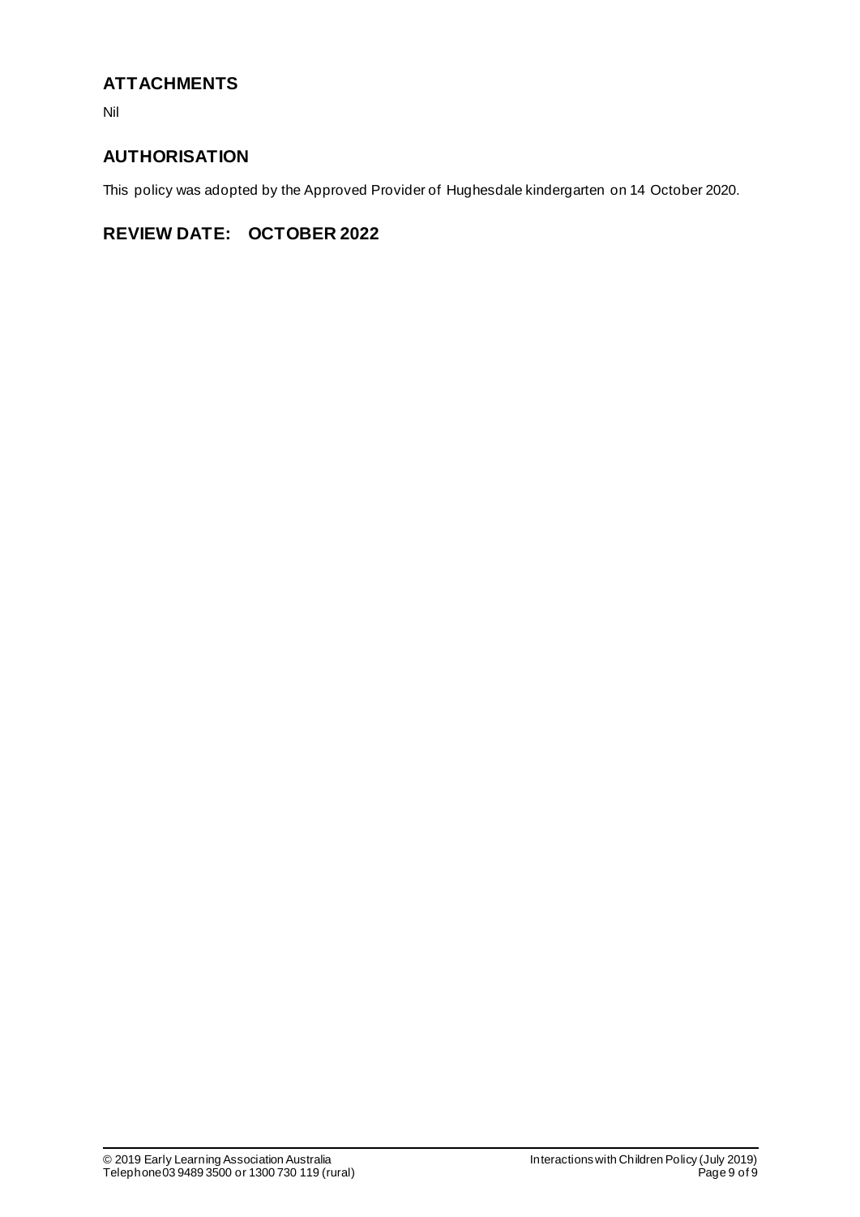## ATTACHMENTS

Nil

## AUTHORISATION

This policy was adopted by the Approved Provider of Hughesdale kindergarten on 14 October 2020.

## REVIEW DATE: OCTOBER 2022